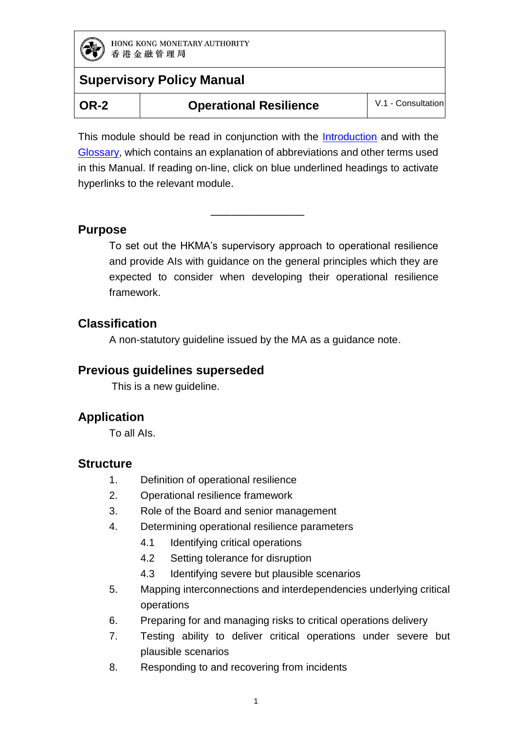HONG KONG MONETARY AUTHORITY
香港金融管理局

# Supervisory Policy Manual

| OR-2 | Operational Resilience | V.1 - Consultation |
|---|---|---|

This module should be read in conjunction with the Introduction and with the Glossary, which contains an explanation of abbreviations and other terms used in this Manual. If reading on-line, click on blue underlined headings to activate hyperlinks to the relevant module.

---

## Purpose

To set out the HKMA's supervisory approach to operational resilience and provide AIs with guidance on the general principles which they are expected to consider when developing their operational resilience framework.

## Classification

A non-statutory guideline issued by the MA as a guidance note.

## Previous guidelines superseded

This is a new guideline.

## Application

To all AIs.

## Structure

1. Definition of operational resilience
2. Operational resilience framework
3. Role of the Board and senior management
4. Determining operational resilience parameters
   - 4.1 Identifying critical operations
   - 4.2 Setting tolerance for disruption
   - 4.3 Identifying severe but plausible scenarios
5. Mapping interconnections and interdependencies underlying critical operations
6. Preparing for and managing risks to critical operations delivery
7. Testing ability to deliver critical operations under severe but plausible scenarios
8. Responding to and recovering from incidents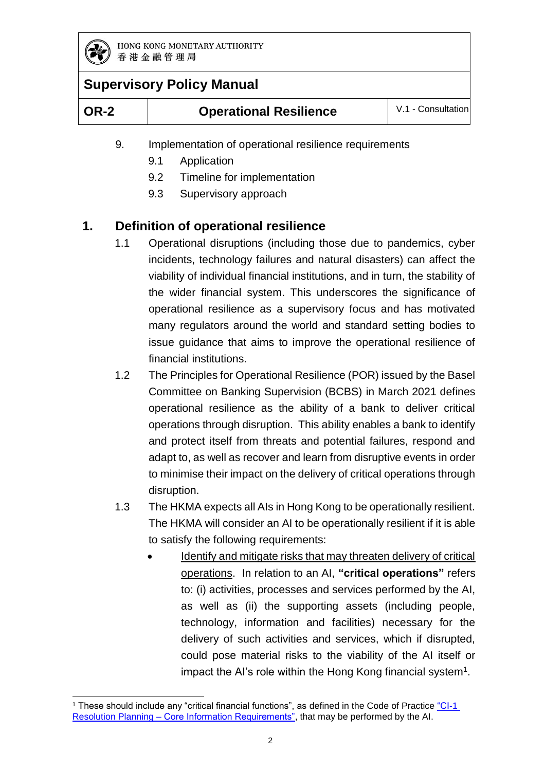9. Implementation of operational resilience requirements
    - 9.1 Application
    - 9.2 Timeline for implementation
    - 9.3 Supervisory approach

## 1. Definition of operational resilience

1.1 Operational disruptions (including those due to pandemics, cyber incidents, technology failures and natural disasters) can affect the viability of individual financial institutions, and in turn, the stability of the wider financial system. This underscores the significance of operational resilience as a supervisory focus and has motivated many regulators around the world and standard setting bodies to issue guidance that aims to improve the operational resilience of financial institutions.

1.2 The Principles for Operational Resilience (POR) issued by the Basel Committee on Banking Supervision (BCBS) in March 2021 defines operational resilience as the ability of a bank to deliver critical operations through disruption. This ability enables a bank to identify and protect itself from threats and potential failures, respond and adapt to, as well as recover and learn from disruptive events in order to minimise their impact on the delivery of critical operations through disruption.

1.3 The HKMA expects all AIs in Hong Kong to be operationally resilient. The HKMA will consider an AI to be operationally resilient if it is able to satisfy the following requirements:

- Identify and mitigate risks that may threaten delivery of critical operations. In relation to an AI, **"critical operations"** refers to: (i) activities, processes and services performed by the AI, as well as (ii) the supporting assets (including people, technology, information and facilities) necessary for the delivery of such activities and services, which if disrupted, could pose material risks to the viability of the AI itself or impact the AI's role within the Hong Kong financial system[1].

[1] These should include any "critical financial functions", as defined in the Code of Practice "CI-1 Resolution Planning – Core Information Requirements", that may be performed by the AI.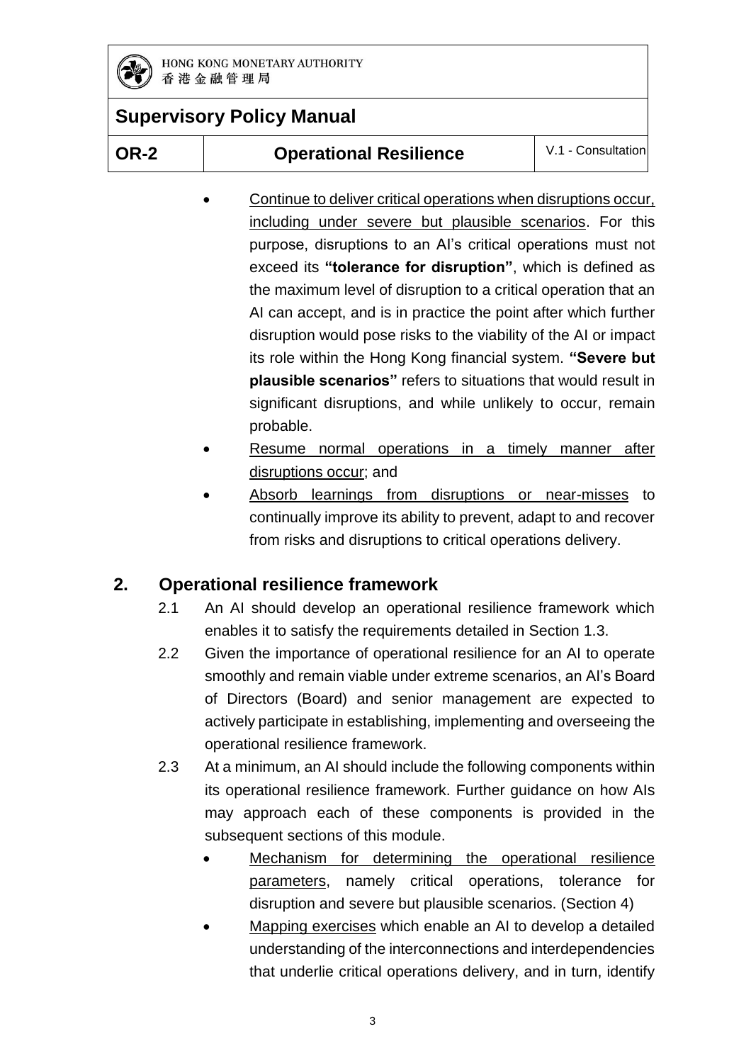- Continue to deliver critical operations when disruptions occur, including under severe but plausible scenarios. For this purpose, disruptions to an AI's critical operations must not exceed its **"tolerance for disruption"**, which is defined as the maximum level of disruption to a critical operation that an AI can accept, and is in practice the point after which further disruption would pose risks to the viability of the AI or impact its role within the Hong Kong financial system. **"Severe but plausible scenarios"** refers to situations that would result in significant disruptions, and while unlikely to occur, remain probable.
- Resume normal operations in a timely manner after disruptions occur; and
- Absorb learnings from disruptions or near-misses to continually improve its ability to prevent, adapt to and recover from risks and disruptions to critical operations delivery.

## 2. Operational resilience framework

2.1 An AI should develop an operational resilience framework which enables it to satisfy the requirements detailed in Section 1.3.

2.2 Given the importance of operational resilience for an AI to operate smoothly and remain viable under extreme scenarios, an AI's Board of Directors (Board) and senior management are expected to actively participate in establishing, implementing and overseeing the operational resilience framework.

2.3 At a minimum, an AI should include the following components within its operational resilience framework. Further guidance on how AIs may approach each of these components is provided in the subsequent sections of this module.

- Mechanism for determining the operational resilience parameters, namely critical operations, tolerance for disruption and severe but plausible scenarios. (Section 4)
- Mapping exercises which enable an AI to develop a detailed understanding of the interconnections and interdependencies that underlie critical operations delivery, and in turn, identify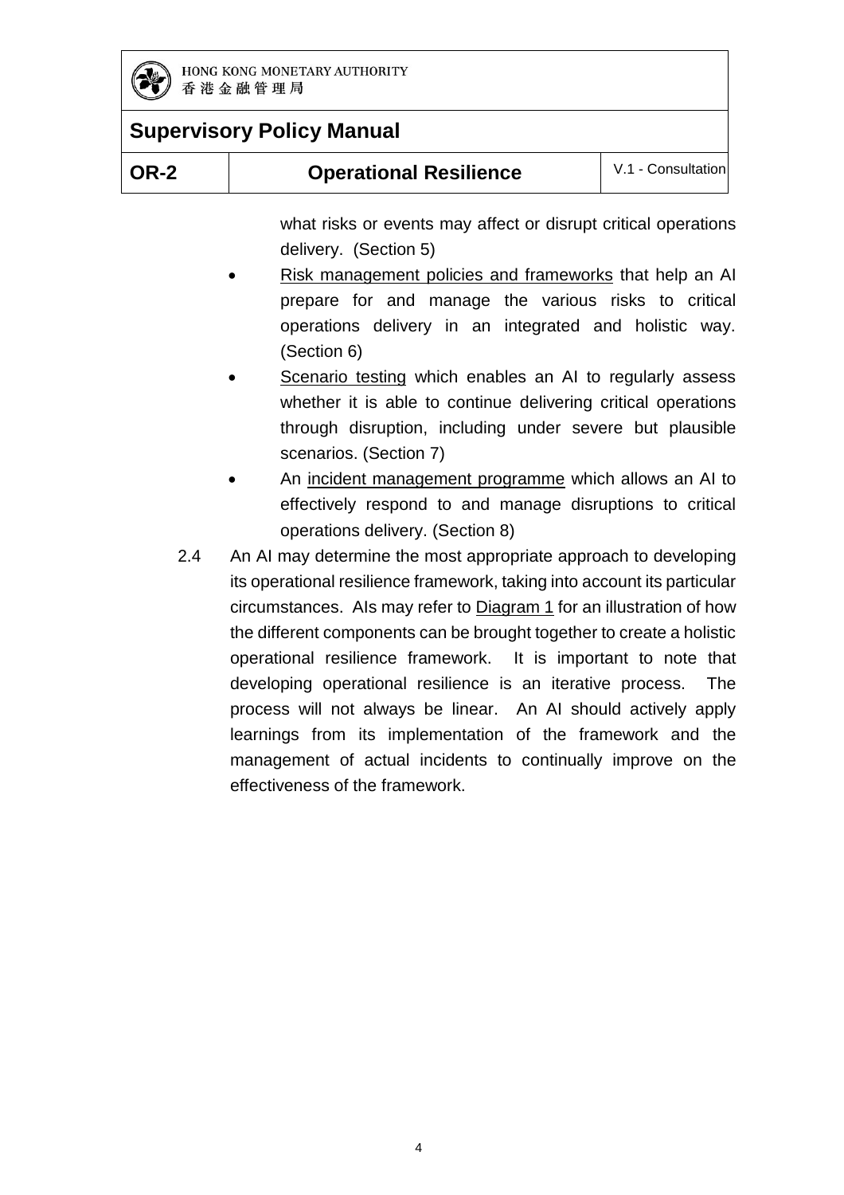what risks or events may affect or disrupt critical operations delivery. (Section 5)

- Risk management policies and frameworks that help an AI prepare for and manage the various risks to critical operations delivery in an integrated and holistic way. (Section 6)
- Scenario testing which enables an AI to regularly assess whether it is able to continue delivering critical operations through disruption, including under severe but plausible scenarios. (Section 7)
- An incident management programme which allows an AI to effectively respond to and manage disruptions to critical operations delivery. (Section 8)

2.4 An AI may determine the most appropriate approach to developing its operational resilience framework, taking into account its particular circumstances. AIs may refer to Diagram 1 for an illustration of how the different components can be brought together to create a holistic operational resilience framework. It is important to note that developing operational resilience is an iterative process. The process will not always be linear. An AI should actively apply learnings from its implementation of the framework and the management of actual incidents to continually improve on the effectiveness of the framework.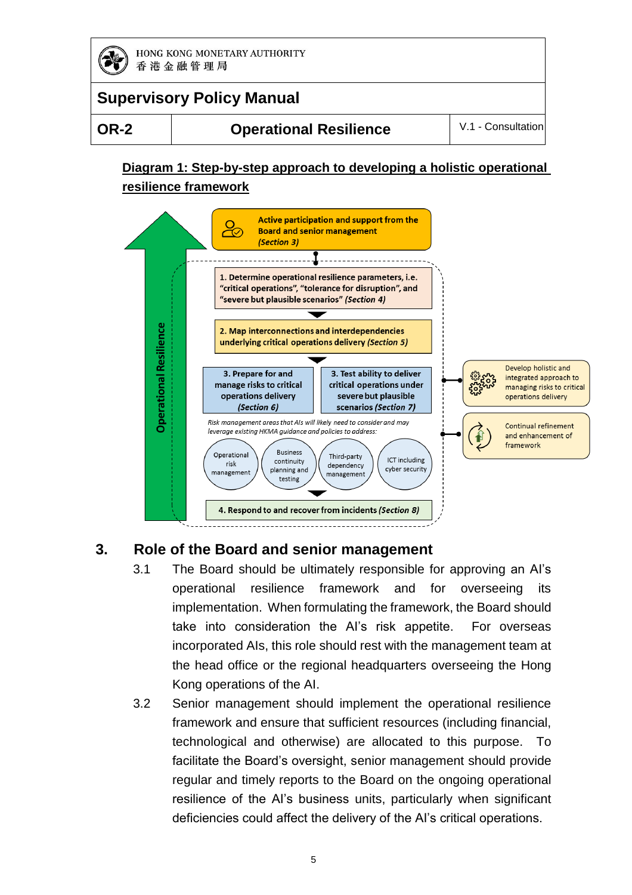**Diagram 1: Step-by-step approach to developing a holistic operational resilience framework**

Operational Resilience

**Active participation and support from the Board and senior management** ***(Section 3)***

**1. Determine operational resilience parameters, i.e. "critical operations", "tolerance for disruption", and "severe but plausible scenarios"** ***(Section 4)***

**2. Map interconnections and interdependencies underlying critical operations delivery** ***(Section 5)***

**3. Prepare for and manage risks to critical operations delivery** ***(Section 6)***

**3. Test ability to deliver critical operations under severe but plausible scenarios** ***(Section 7)***

*Risk management areas that AIs will likely need to consider and may leverage existing HKMA guidance and policies to address:*

- Operational risk management
- Business continuity planning and testing
- Third-party dependency management
- ICT including cyber security

**4. Respond to and recover from incidents** ***(Section 8)***

Develop holistic and integrated approach to managing risks to critical operations delivery

Continual refinement and enhancement of framework

## 3. Role of the Board and senior management

3.1 The Board should be ultimately responsible for approving an AI's operational resilience framework and for overseeing its implementation. When formulating the framework, the Board should take into consideration the AI's risk appetite. For overseas incorporated AIs, this role should rest with the management team at the head office or the regional headquarters overseeing the Hong Kong operations of the AI.

3.2 Senior management should implement the operational resilience framework and ensure that sufficient resources (including financial, technological and otherwise) are allocated to this purpose. To facilitate the Board's oversight, senior management should provide regular and timely reports to the Board on the ongoing operational resilience of the AI's business units, particularly when significant deficiencies could affect the delivery of the AI's critical operations.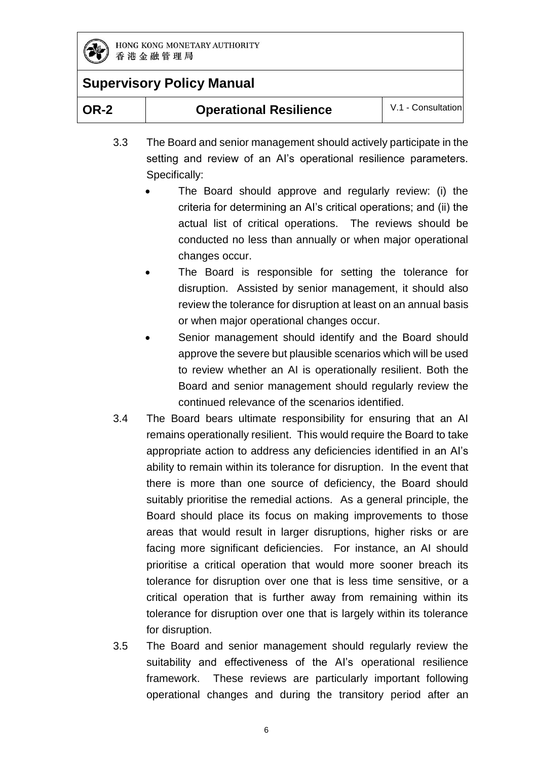3.3 The Board and senior management should actively participate in the setting and review of an AI's operational resilience parameters. Specifically:

- The Board should approve and regularly review: (i) the criteria for determining an AI's critical operations; and (ii) the actual list of critical operations. The reviews should be conducted no less than annually or when major operational changes occur.
- The Board is responsible for setting the tolerance for disruption. Assisted by senior management, it should also review the tolerance for disruption at least on an annual basis or when major operational changes occur.
- Senior management should identify and the Board should approve the severe but plausible scenarios which will be used to review whether an AI is operationally resilient. Both the Board and senior management should regularly review the continued relevance of the scenarios identified.

3.4 The Board bears ultimate responsibility for ensuring that an AI remains operationally resilient. This would require the Board to take appropriate action to address any deficiencies identified in an AI's ability to remain within its tolerance for disruption. In the event that there is more than one source of deficiency, the Board should suitably prioritise the remedial actions. As a general principle, the Board should place its focus on making improvements to those areas that would result in larger disruptions, higher risks or are facing more significant deficiencies. For instance, an AI should prioritise a critical operation that would more sooner breach its tolerance for disruption over one that is less time sensitive, or a critical operation that is further away from remaining within its tolerance for disruption over one that is largely within its tolerance for disruption.

3.5 The Board and senior management should regularly review the suitability and effectiveness of the AI's operational resilience framework. These reviews are particularly important following operational changes and during the transitory period after an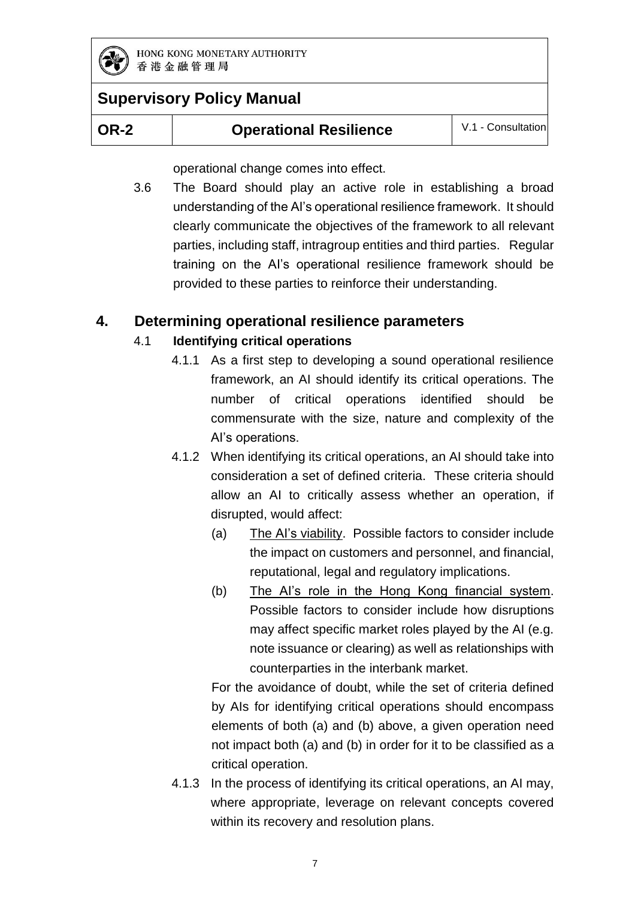operational change comes into effect.

3.6 The Board should play an active role in establishing a broad understanding of the AI's operational resilience framework. It should clearly communicate the objectives of the framework to all relevant parties, including staff, intragroup entities and third parties. Regular training on the AI's operational resilience framework should be provided to these parties to reinforce their understanding.

## 4. Determining operational resilience parameters

### 4.1 **Identifying critical operations**

4.1.1 As a first step to developing a sound operational resilience framework, an AI should identify its critical operations. The number of critical operations identified should be commensurate with the size, nature and complexity of the AI's operations.

4.1.2 When identifying its critical operations, an AI should take into consideration a set of defined criteria. These criteria should allow an AI to critically assess whether an operation, if disrupted, would affect:

(a) <u>The AI's viability</u>. Possible factors to consider include the impact on customers and personnel, and financial, reputational, legal and regulatory implications.

(b) <u>The AI's role in the Hong Kong financial system</u>. Possible factors to consider include how disruptions may affect specific market roles played by the AI (e.g. note issuance or clearing) as well as relationships with counterparties in the interbank market.

For the avoidance of doubt, while the set of criteria defined by AIs for identifying critical operations should encompass elements of both (a) and (b) above, a given operation need not impact both (a) and (b) in order for it to be classified as a critical operation.

4.1.3 In the process of identifying its critical operations, an AI may, where appropriate, leverage on relevant concepts covered within its recovery and resolution plans.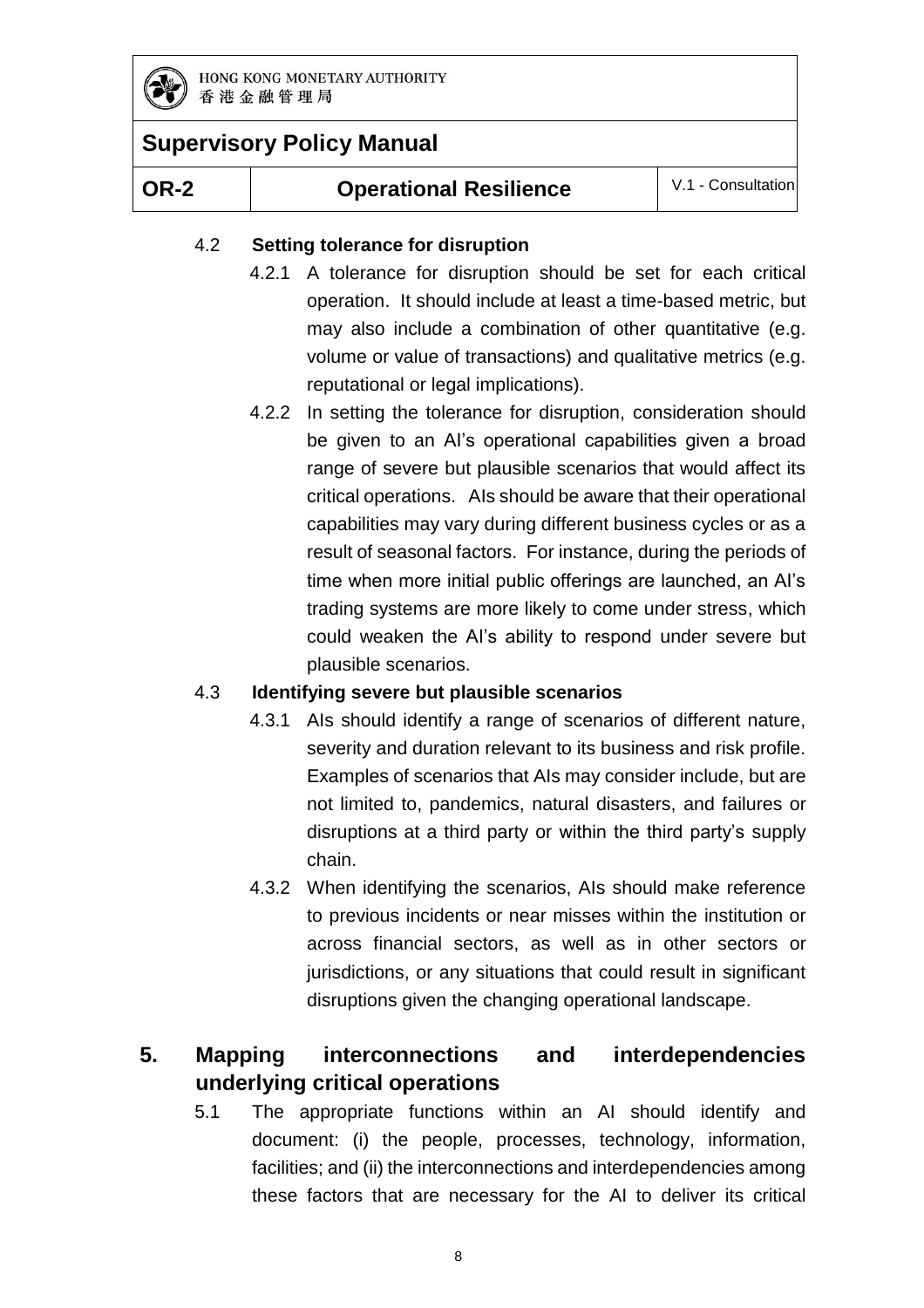### 4.2 Setting tolerance for disruption

4.2.1 A tolerance for disruption should be set for each critical operation. It should include at least a time-based metric, but may also include a combination of other quantitative (e.g. volume or value of transactions) and qualitative metrics (e.g. reputational or legal implications).

4.2.2 In setting the tolerance for disruption, consideration should be given to an AI's operational capabilities given a broad range of severe but plausible scenarios that would affect its critical operations. AIs should be aware that their operational capabilities may vary during different business cycles or as a result of seasonal factors. For instance, during the periods of time when more initial public offerings are launched, an AI's trading systems are more likely to come under stress, which could weaken the AI's ability to respond under severe but plausible scenarios.

### 4.3 Identifying severe but plausible scenarios

4.3.1 AIs should identify a range of scenarios of different nature, severity and duration relevant to its business and risk profile. Examples of scenarios that AIs may consider include, but are not limited to, pandemics, natural disasters, and failures or disruptions at a third party or within the third party's supply chain.

4.3.2 When identifying the scenarios, AIs should make reference to previous incidents or near misses within the institution or across financial sectors, as well as in other sectors or jurisdictions, or any situations that could result in significant disruptions given the changing operational landscape.

## 5. Mapping interconnections and interdependencies underlying critical operations

5.1 The appropriate functions within an AI should identify and document: (i) the people, processes, technology, information, facilities; and (ii) the interconnections and interdependencies among these factors that are necessary for the AI to deliver its critical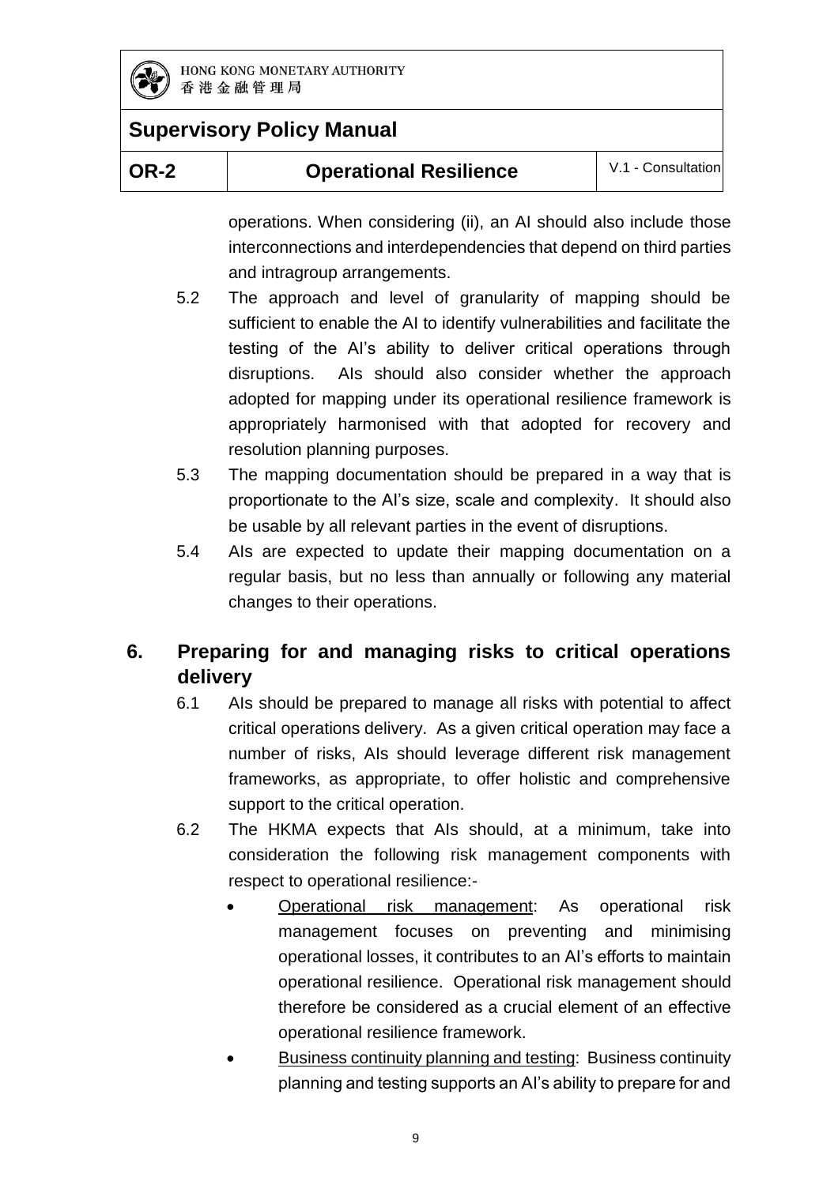operations. When considering (ii), an AI should also include those interconnections and interdependencies that depend on third parties and intragroup arrangements.

5.2 The approach and level of granularity of mapping should be sufficient to enable the AI to identify vulnerabilities and facilitate the testing of the AI's ability to deliver critical operations through disruptions. AIs should also consider whether the approach adopted for mapping under its operational resilience framework is appropriately harmonised with that adopted for recovery and resolution planning purposes.

5.3 The mapping documentation should be prepared in a way that is proportionate to the AI's size, scale and complexity. It should also be usable by all relevant parties in the event of disruptions.

5.4 AIs are expected to update their mapping documentation on a regular basis, but no less than annually or following any material changes to their operations.

## 6. Preparing for and managing risks to critical operations delivery

6.1 AIs should be prepared to manage all risks with potential to affect critical operations delivery. As a given critical operation may face a number of risks, AIs should leverage different risk management frameworks, as appropriate, to offer holistic and comprehensive support to the critical operation.

6.2 The HKMA expects that AIs should, at a minimum, take into consideration the following risk management components with respect to operational resilience:-

- Operational risk management: As operational risk management focuses on preventing and minimising operational losses, it contributes to an AI's efforts to maintain operational resilience. Operational risk management should therefore be considered as a crucial element of an effective operational resilience framework.
- Business continuity planning and testing: Business continuity planning and testing supports an AI's ability to prepare for and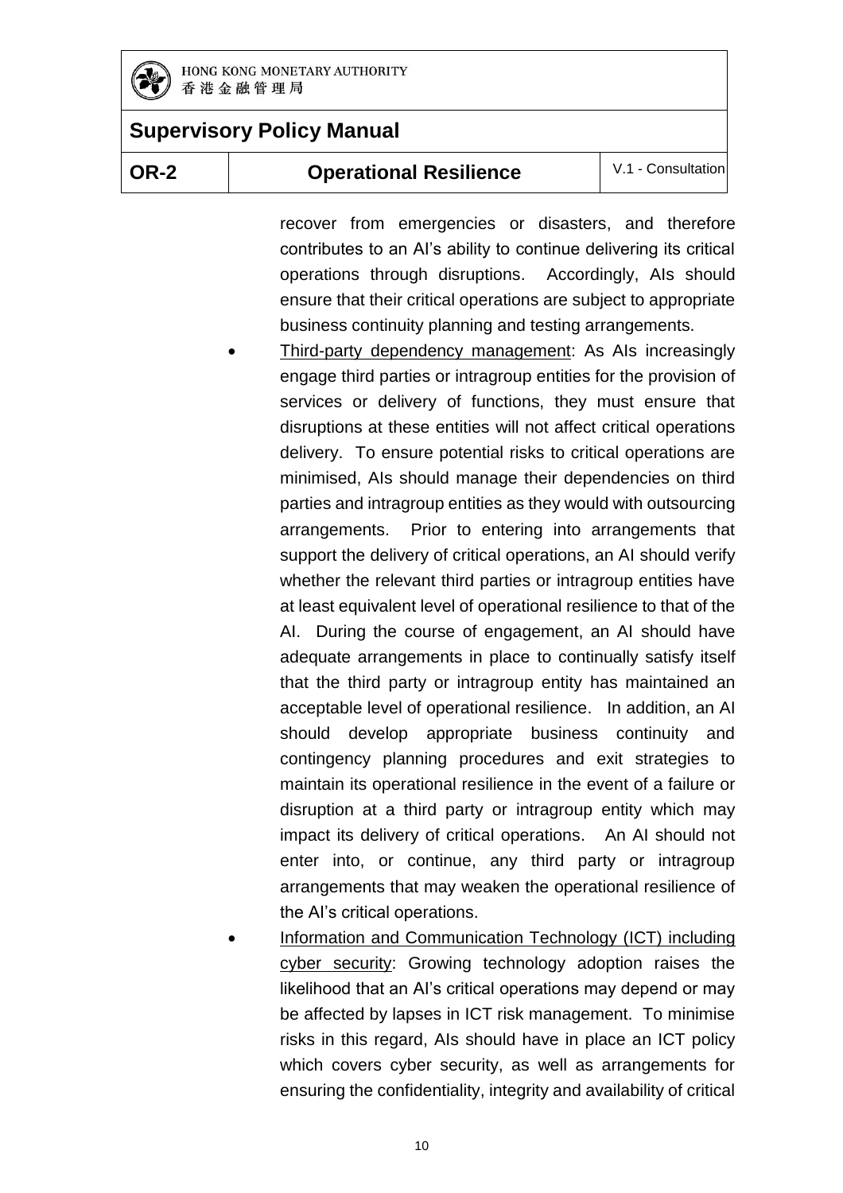recover from emergencies or disasters, and therefore contributes to an AI's ability to continue delivering its critical operations through disruptions. Accordingly, AIs should ensure that their critical operations are subject to appropriate business continuity planning and testing arrangements.

- Third-party dependency management: As AIs increasingly engage third parties or intragroup entities for the provision of services or delivery of functions, they must ensure that disruptions at these entities will not affect critical operations delivery. To ensure potential risks to critical operations are minimised, AIs should manage their dependencies on third parties and intragroup entities as they would with outsourcing arrangements. Prior to entering into arrangements that support the delivery of critical operations, an AI should verify whether the relevant third parties or intragroup entities have at least equivalent level of operational resilience to that of the AI. During the course of engagement, an AI should have adequate arrangements in place to continually satisfy itself that the third party or intragroup entity has maintained an acceptable level of operational resilience. In addition, an AI should develop appropriate business continuity and contingency planning procedures and exit strategies to maintain its operational resilience in the event of a failure or disruption at a third party or intragroup entity which may impact its delivery of critical operations. An AI should not enter into, or continue, any third party or intragroup arrangements that may weaken the operational resilience of the AI's critical operations.
- Information and Communication Technology (ICT) including cyber security: Growing technology adoption raises the likelihood that an AI's critical operations may depend or may be affected by lapses in ICT risk management. To minimise risks in this regard, AIs should have in place an ICT policy which covers cyber security, as well as arrangements for ensuring the confidentiality, integrity and availability of critical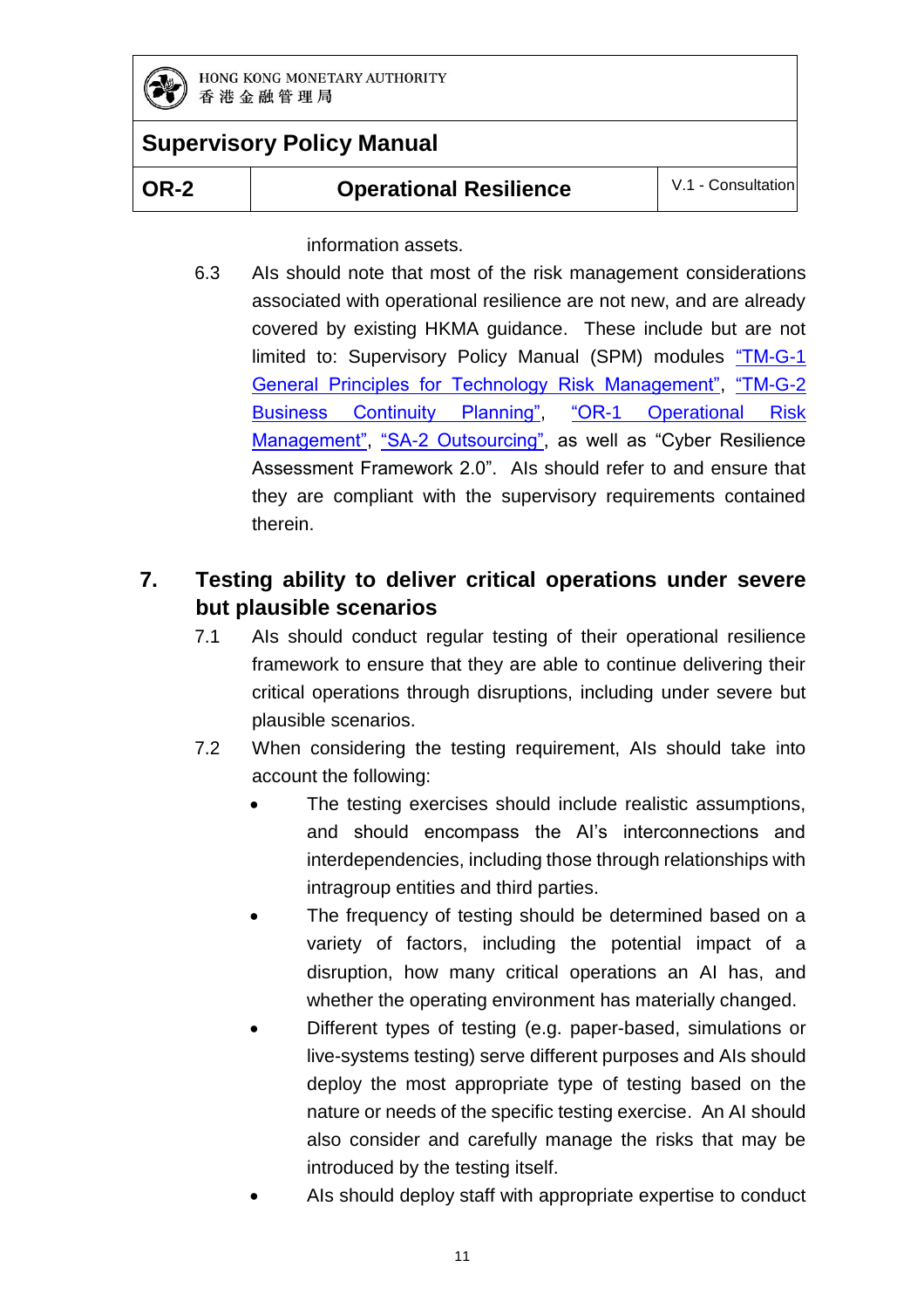information assets.

6.3 AIs should note that most of the risk management considerations associated with operational resilience are not new, and are already covered by existing HKMA guidance. These include but are not limited to: Supervisory Policy Manual (SPM) modules "TM-G-1 General Principles for Technology Risk Management", "TM-G-2 Business Continuity Planning", "OR-1 Operational Risk Management", "SA-2 Outsourcing", as well as "Cyber Resilience Assessment Framework 2.0". AIs should refer to and ensure that they are compliant with the supervisory requirements contained therein.

## 7. Testing ability to deliver critical operations under severe but plausible scenarios

7.1 AIs should conduct regular testing of their operational resilience framework to ensure that they are able to continue delivering their critical operations through disruptions, including under severe but plausible scenarios.

7.2 When considering the testing requirement, AIs should take into account the following:

- The testing exercises should include realistic assumptions, and should encompass the AI's interconnections and interdependencies, including those through relationships with intragroup entities and third parties.
- The frequency of testing should be determined based on a variety of factors, including the potential impact of a disruption, how many critical operations an AI has, and whether the operating environment has materially changed.
- Different types of testing (e.g. paper-based, simulations or live-systems testing) serve different purposes and AIs should deploy the most appropriate type of testing based on the nature or needs of the specific testing exercise. An AI should also consider and carefully manage the risks that may be introduced by the testing itself.
- AIs should deploy staff with appropriate expertise to conduct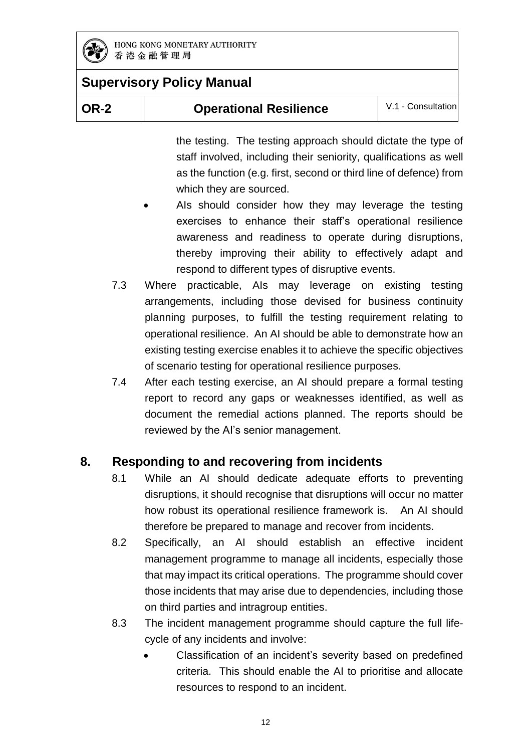the testing. The testing approach should dictate the type of staff involved, including their seniority, qualifications as well as the function (e.g. first, second or third line of defence) from which they are sourced.

- AIs should consider how they may leverage the testing exercises to enhance their staff's operational resilience awareness and readiness to operate during disruptions, thereby improving their ability to effectively adapt and respond to different types of disruptive events.

7.3 Where practicable, AIs may leverage on existing testing arrangements, including those devised for business continuity planning purposes, to fulfill the testing requirement relating to operational resilience. An AI should be able to demonstrate how an existing testing exercise enables it to achieve the specific objectives of scenario testing for operational resilience purposes.

7.4 After each testing exercise, an AI should prepare a formal testing report to record any gaps or weaknesses identified, as well as document the remedial actions planned. The reports should be reviewed by the AI's senior management.

## 8. Responding to and recovering from incidents

8.1 While an AI should dedicate adequate efforts to preventing disruptions, it should recognise that disruptions will occur no matter how robust its operational resilience framework is. An AI should therefore be prepared to manage and recover from incidents.

8.2 Specifically, an AI should establish an effective incident management programme to manage all incidents, especially those that may impact its critical operations. The programme should cover those incidents that may arise due to dependencies, including those on third parties and intragroup entities.

8.3 The incident management programme should capture the full life-cycle of any incidents and involve:

- Classification of an incident's severity based on predefined criteria. This should enable the AI to prioritise and allocate resources to respond to an incident.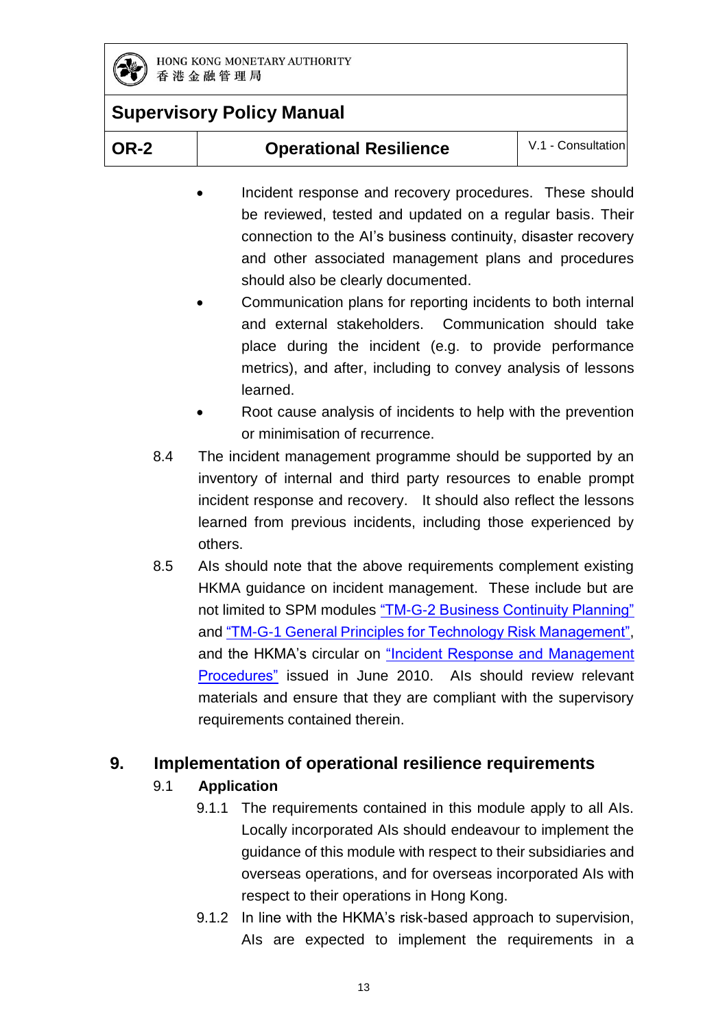- Incident response and recovery procedures. These should be reviewed, tested and updated on a regular basis. Their connection to the AI's business continuity, disaster recovery and other associated management plans and procedures should also be clearly documented.
- Communication plans for reporting incidents to both internal and external stakeholders. Communication should take place during the incident (e.g. to provide performance metrics), and after, including to convey analysis of lessons learned.
- Root cause analysis of incidents to help with the prevention or minimisation of recurrence.

8.4 The incident management programme should be supported by an inventory of internal and third party resources to enable prompt incident response and recovery. It should also reflect the lessons learned from previous incidents, including those experienced by others.

8.5 AIs should note that the above requirements complement existing HKMA guidance on incident management. These include but are not limited to SPM modules "TM-G-2 Business Continuity Planning" and "TM-G-1 General Principles for Technology Risk Management", and the HKMA's circular on "Incident Response and Management Procedures" issued in June 2010. AIs should review relevant materials and ensure that they are compliant with the supervisory requirements contained therein.

## 9. Implementation of operational resilience requirements

### 9.1 Application

9.1.1 The requirements contained in this module apply to all AIs. Locally incorporated AIs should endeavour to implement the guidance of this module with respect to their subsidiaries and overseas operations, and for overseas incorporated AIs with respect to their operations in Hong Kong.

9.1.2 In line with the HKMA's risk-based approach to supervision, AIs are expected to implement the requirements in a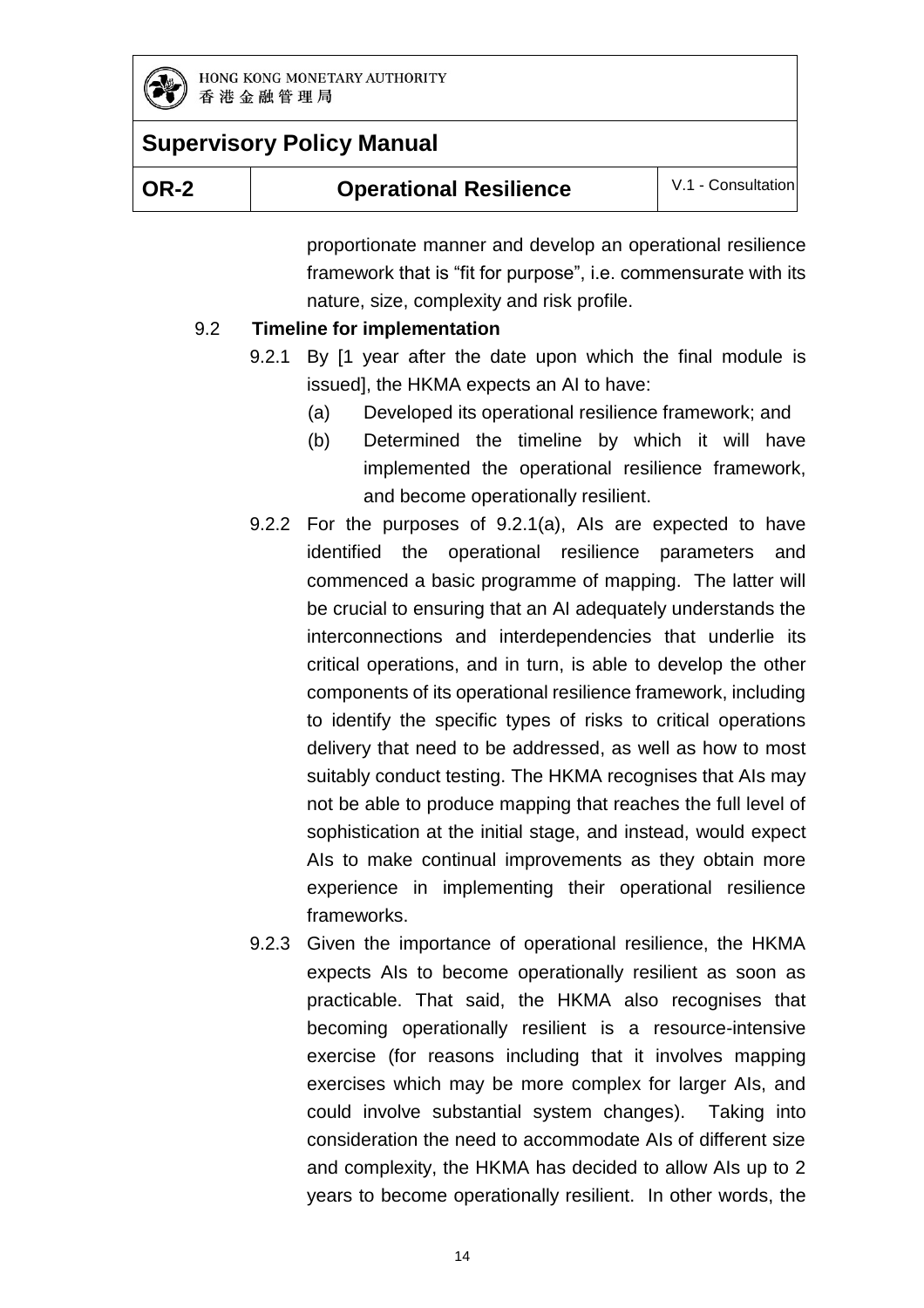proportionate manner and develop an operational resilience framework that is "fit for purpose", i.e. commensurate with its nature, size, complexity and risk profile.

### 9.2 Timeline for implementation

9.2.1 By [1 year after the date upon which the final module is issued], the HKMA expects an AI to have:

(a) Developed its operational resilience framework; and

(b) Determined the timeline by which it will have implemented the operational resilience framework, and become operationally resilient.

9.2.2 For the purposes of 9.2.1(a), AIs are expected to have identified the operational resilience parameters and commenced a basic programme of mapping. The latter will be crucial to ensuring that an AI adequately understands the interconnections and interdependencies that underlie its critical operations, and in turn, is able to develop the other components of its operational resilience framework, including to identify the specific types of risks to critical operations delivery that need to be addressed, as well as how to most suitably conduct testing. The HKMA recognises that AIs may not be able to produce mapping that reaches the full level of sophistication at the initial stage, and instead, would expect AIs to make continual improvements as they obtain more experience in implementing their operational resilience frameworks.

9.2.3 Given the importance of operational resilience, the HKMA expects AIs to become operationally resilient as soon as practicable. That said, the HKMA also recognises that becoming operationally resilient is a resource-intensive exercise (for reasons including that it involves mapping exercises which may be more complex for larger AIs, and could involve substantial system changes). Taking into consideration the need to accommodate AIs of different size and complexity, the HKMA has decided to allow AIs up to 2 years to become operationally resilient. In other words, the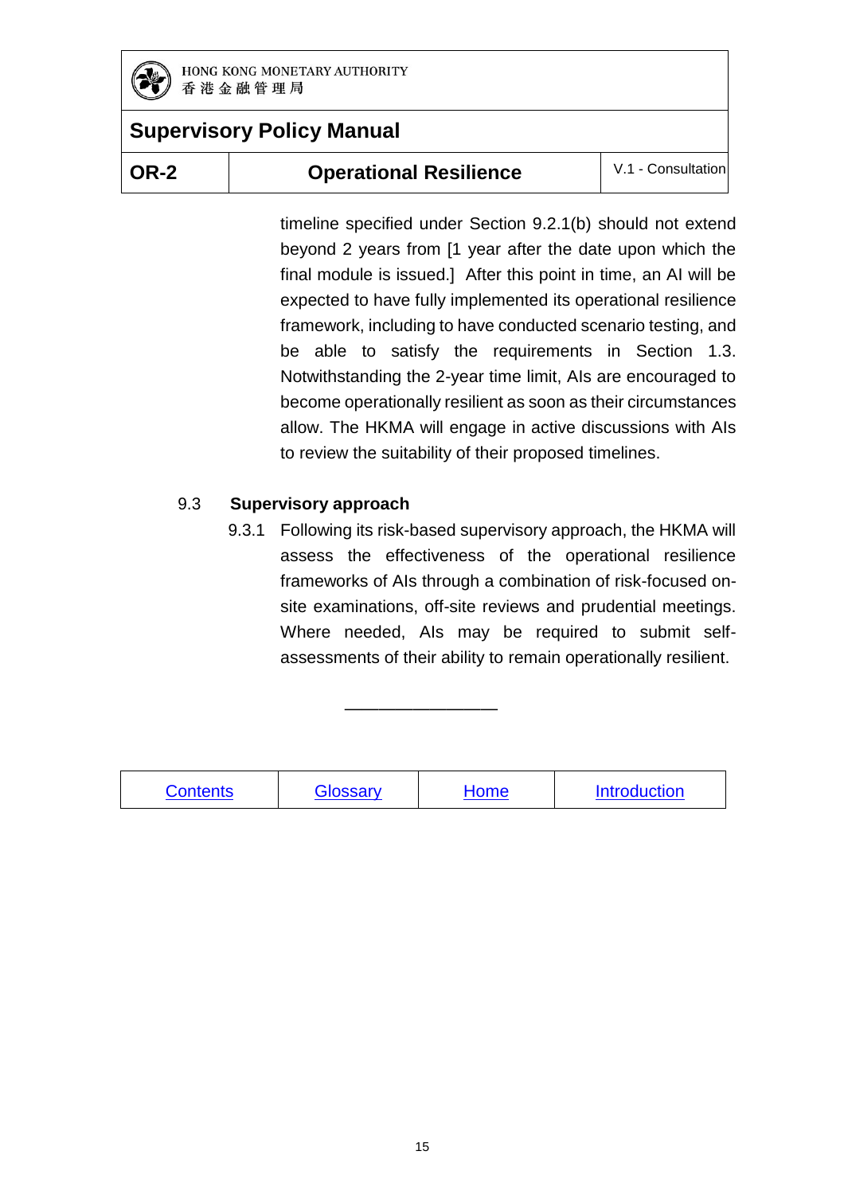timeline specified under Section 9.2.1(b) should not extend beyond 2 years from [1 year after the date upon which the final module is issued.] After this point in time, an AI will be expected to have fully implemented its operational resilience framework, including to have conducted scenario testing, and be able to satisfy the requirements in Section 1.3. Notwithstanding the 2-year time limit, AIs are encouraged to become operationally resilient as soon as their circumstances allow. The HKMA will engage in active discussions with AIs to review the suitability of their proposed timelines.

### 9.3 Supervisory approach

9.3.1 Following its risk-based supervisory approach, the HKMA will assess the effectiveness of the operational resilience frameworks of AIs through a combination of risk-focused on-site examinations, off-site reviews and prudential meetings. Where needed, AIs may be required to submit self-assessments of their ability to remain operationally resilient.

———————————

| Contents | Glossary | Home | Introduction |
|---|---|---|---|